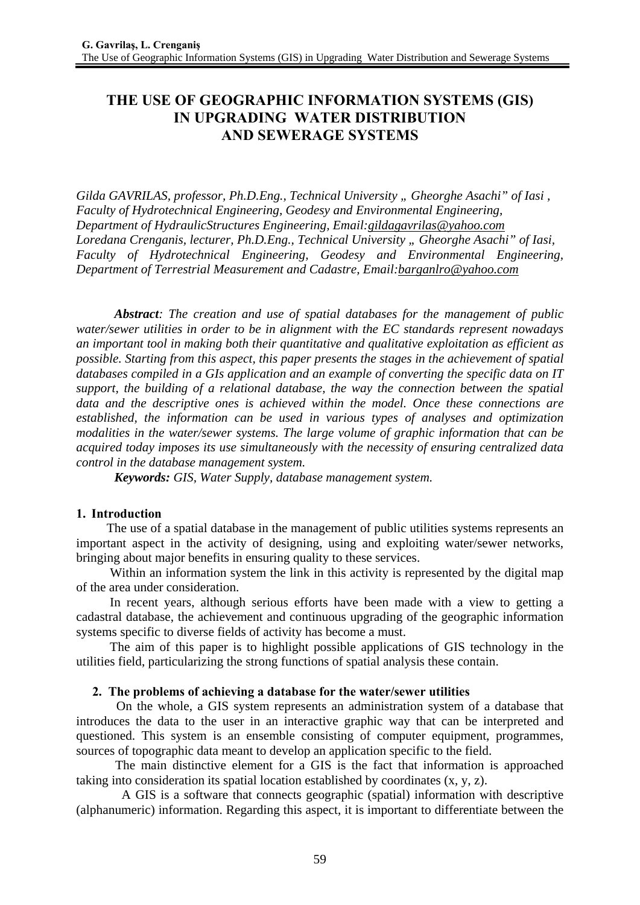# THE USE OF GEOGRAPHIC INFORMATION SYSTEMS (GIS) IN UPGRADING WATER DISTRIBUTION AND SEWERAGE SYSTEMS

*Gilda GAVRILAS, professor, Ph.D.Eng., Technical University „ Gheorghe Asachi" of Iasi , Faculty of Hydrotechnical Engineering, Geodesy and Environmental Engineering, Department of HydraulicStructures Engineering, Email:gildagavrilas@yahoo.com*
*Loredana Crenganis, lecturer, Ph.D.Eng., Technical University „ Gheorghe Asachi" of Iasi, Faculty of Hydrotechnical Engineering, Geodesy and Environmental Engineering, Department of Terrestrial Measurement and Cadastre, Email:barganlro@yahoo.com*

***Abstract**: The creation and use of spatial databases for the management of public water/sewer utilities in order to be in alignment with the EC standards represent nowadays an important tool in making both their quantitative and qualitative exploitation as efficient as possible. Starting from this aspect, this paper presents the stages in the achievement of spatial databases compiled in a GIs application and an example of converting the specific data on IT support, the building of a relational database, the way the connection between the spatial data and the descriptive ones is achieved within the model. Once these connections are established, the information can be used in various types of analyses and optimization modalities in the water/sewer systems. The large volume of graphic information that can be acquired today imposes its use simultaneously with the necessity of ensuring centralized data control in the database management system.*

***Keywords:** GIS, Water Supply, database management system.*

## 1. Introduction

The use of a spatial database in the management of public utilities systems represents an important aspect in the activity of designing, using and exploiting water/sewer networks, bringing about major benefits in ensuring quality to these services.

Within an information system the link in this activity is represented by the digital map of the area under consideration.

In recent years, although serious efforts have been made with a view to getting a cadastral database, the achievement and continuous upgrading of the geographic information systems specific to diverse fields of activity has become a must.

The aim of this paper is to highlight possible applications of GIS technology in the utilities field, particularizing the strong functions of spatial analysis these contain.

## 2. The problems of achieving a database for the water/sewer utilities

On the whole, a GIS system represents an administration system of a database that introduces the data to the user in an interactive graphic way that can be interpreted and questioned. This system is an ensemble consisting of computer equipment, programmes, sources of topographic data meant to develop an application specific to the field.

The main distinctive element for a GIS is the fact that information is approached taking into consideration its spatial location established by coordinates (x, y, z).

A GIS is a software that connects geographic (spatial) information with descriptive (alphanumeric) information. Regarding this aspect, it is important to differentiate between the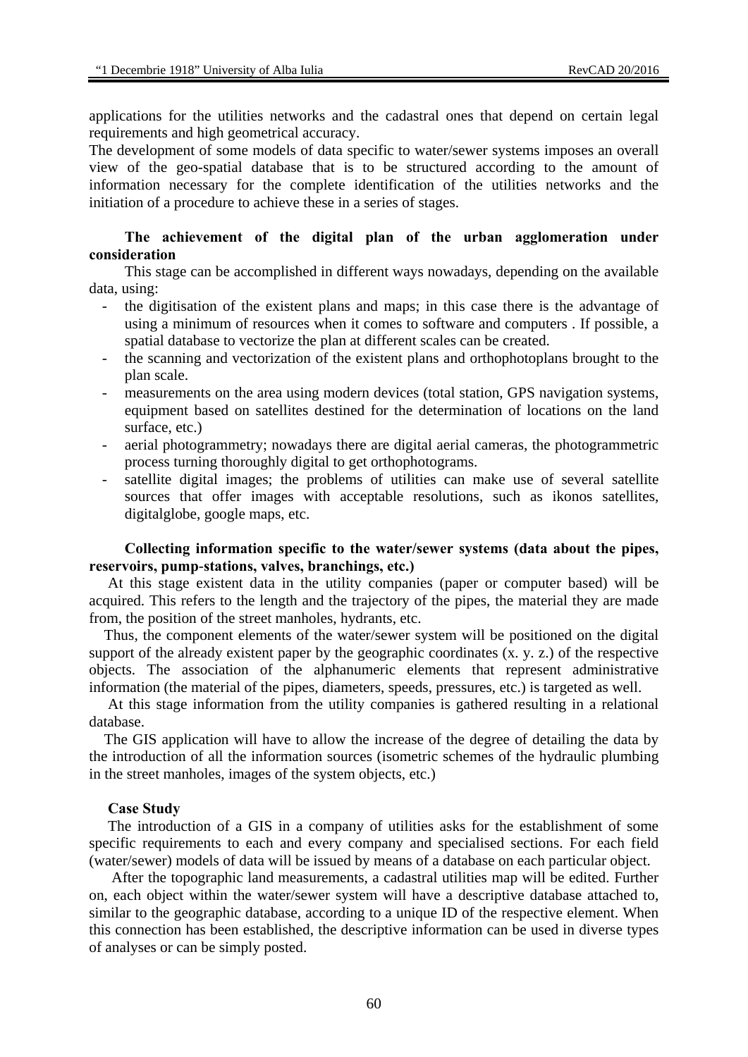applications for the utilities networks and the cadastral ones that depend on certain legal requirements and high geometrical accuracy.

The development of some models of data specific to water/sewer systems imposes an overall view of the geo-spatial database that is to be structured according to the amount of information necessary for the complete identification of the utilities networks and the initiation of a procedure to achieve these in a series of stages.

**The achievement of the digital plan of the urban agglomeration under consideration**

This stage can be accomplished in different ways nowadays, depending on the available data, using:

- the digitisation of the existent plans and maps; in this case there is the advantage of using a minimum of resources when it comes to software and computers . If possible, a spatial database to vectorize the plan at different scales can be created.
- the scanning and vectorization of the existent plans and orthophotoplans brought to the plan scale.
- measurements on the area using modern devices (total station, GPS navigation systems, equipment based on satellites destined for the determination of locations on the land surface, etc.)
- aerial photogrammetry; nowadays there are digital aerial cameras, the photogrammetric process turning thoroughly digital to get orthophotograms.
- satellite digital images; the problems of utilities can make use of several satellite sources that offer images with acceptable resolutions, such as ikonos satellites, digitalglobe, google maps, etc.

**Collecting information specific to the water/sewer systems (data about the pipes, reservoirs, pump-stations, valves, branchings, etc.)**

At this stage existent data in the utility companies (paper or computer based) will be acquired. This refers to the length and the trajectory of the pipes, the material they are made from, the position of the street manholes, hydrants, etc.

Thus, the component elements of the water/sewer system will be positioned on the digital support of the already existent paper by the geographic coordinates (x. y. z.) of the respective objects. The association of the alphanumeric elements that represent administrative information (the material of the pipes, diameters, speeds, pressures, etc.) is targeted as well.

At this stage information from the utility companies is gathered resulting in a relational database.

The GIS application will have to allow the increase of the degree of detailing the data by the introduction of all the information sources (isometric schemes of the hydraulic plumbing in the street manholes, images of the system objects, etc.)

**Case Study**

The introduction of a GIS in a company of utilities asks for the establishment of some specific requirements to each and every company and specialised sections. For each field (water/sewer) models of data will be issued by means of a database on each particular object.

After the topographic land measurements, a cadastral utilities map will be edited. Further on, each object within the water/sewer system will have a descriptive database attached to, similar to the geographic database, according to a unique ID of the respective element. When this connection has been established, the descriptive information can be used in diverse types of analyses or can be simply posted.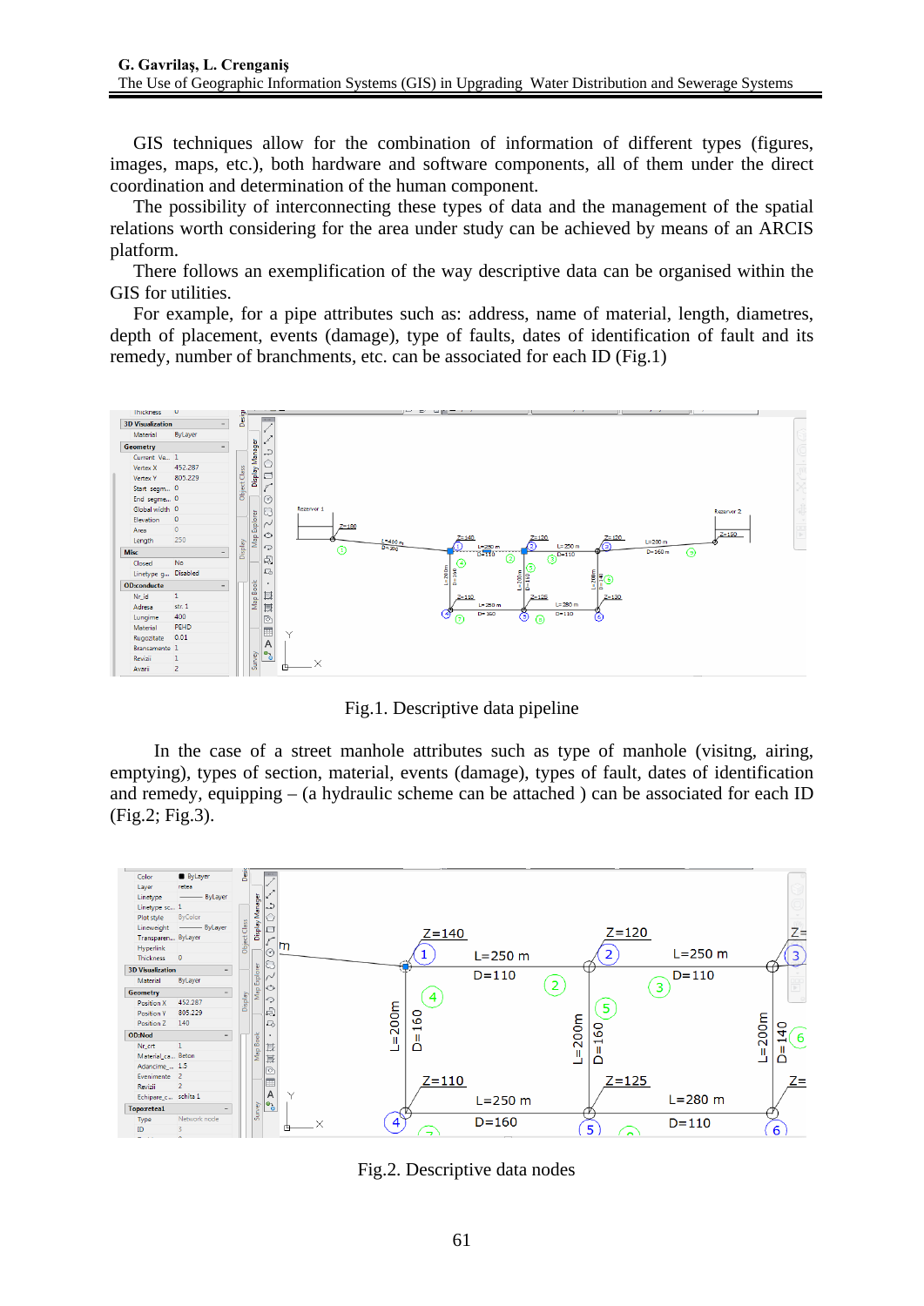GIS techniques allow for the combination of information of different types (figures, images, maps, etc.), both hardware and software components, all of them under the direct coordination and determination of the human component.

The possibility of interconnecting these types of data and the management of the spatial relations worth considering for the area under study can be achieved by means of an ARCIS platform.

There follows an exemplification of the way descriptive data can be organised within the GIS for utilities.

For example, for a pipe attributes such as: address, name of material, length, diametres, depth of placement, events (damage), type of faults, dates of identification of fault and its remedy, number of branchments, etc. can be associated for each ID (Fig.1)

Fig.1. Descriptive data pipeline

In the case of a street manhole attributes such as type of manhole (visitng, airing, emptying), types of section, material, events (damage), types of fault, dates of identification and remedy, equipping – (a hydraulic scheme can be attached ) can be associated for each ID (Fig.2; Fig.3).

Fig.2. Descriptive data nodes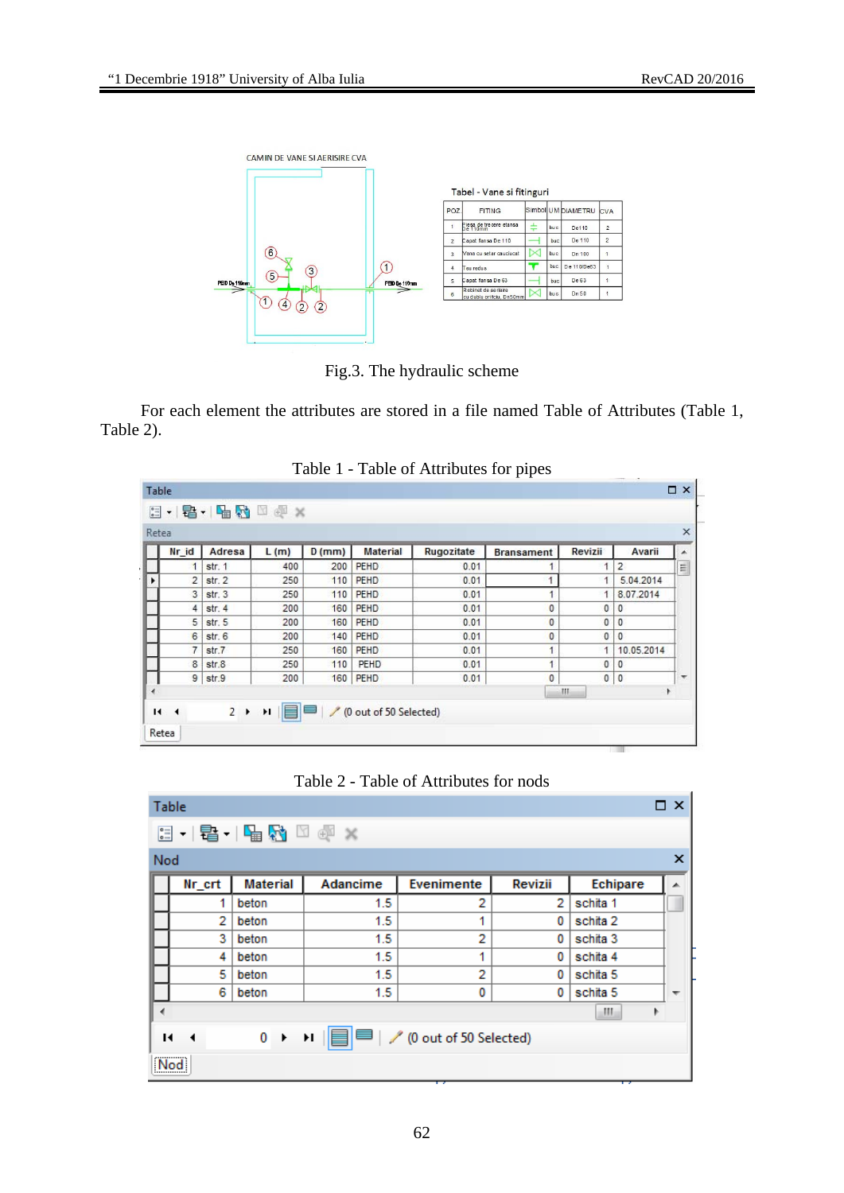CAMIN DE VANE SI AERISIRE CVA

Tabel - Vane si fitinguri

| POZ | FITING | Simbol | UM | DIAMETRU | CVA |
|---|---|---|---|---|---|
| 1 | Piesa de trecere etansa De 110mm | | buc | De110 | 2 |
| 2 | Capat flansa De 110 | | buc | De 110 | 2 |
| 3 | Vana cu sertar cauciucat | | buc | Dn 100 | 1 |
| 4 | Teu redus | | buc | De 110/De63 | 1 |
| 5 | Capat flansa De 63 | | buc | De 63 | 1 |
| 6 | Robinet de aerisire cu dubla orificiu, Dn50mm | | buc | Dn 50 | 1 |

Fig.3. The hydraulic scheme

For each element the attributes are stored in a file named Table of Attributes (Table 1, Table 2).

Table 1 - Table of Attributes for pipes

| Nr_id | Adresa | L (m) | D (mm) | Material | Rugozitate | Bransament | Revizii | Avarii |
|---|---|---|---|---|---|---|---|---|
| 1 | str. 1 | 400 | 200 | PEHD | 0.01 | 1 | 1 | 2 |
| 2 | str. 2 | 250 | 110 | PEHD | 0.01 | 1 | 1 | 5.04.2014 |
| 3 | str. 3 | 250 | 110 | PEHD | 0.01 | 1 | 1 | 8.07.2014 |
| 4 | str. 4 | 200 | 160 | PEHD | 0.01 | 0 | 0 | 0 |
| 5 | str. 5 | 200 | 160 | PEHD | 0.01 | 0 | 0 | 0 |
| 6 | str. 6 | 200 | 140 | PEHD | 0.01 | 0 | 0 | 0 |
| 7 | str.7 | 250 | 160 | PEHD | 0.01 | 1 | 1 | 10.05.2014 |
| 8 | str.8 | 250 | 110 | PEHD | 0.01 | 1 | 0 | 0 |
| 9 | str.9 | 200 | 160 | PEHD | 0.01 | 0 | 0 | 0 |

(0 out of 50 Selected)

Table 2 - Table of Attributes for nods

| Nr_crt | Material | Adancime | Evenimente | Revizii | Echipare |
|---|---|---|---|---|---|
| 1 | beton | 1.5 | 2 | 2 | schita 1 |
| 2 | beton | 1.5 | 1 | 0 | schita 2 |
| 3 | beton | 1.5 | 2 | 0 | schita 3 |
| 4 | beton | 1.5 | 1 | 0 | schita 4 |
| 5 | beton | 1.5 | 2 | 0 | schita 5 |
| 6 | beton | 1.5 | 0 | 0 | schita 5 |

(0 out of 50 Selected)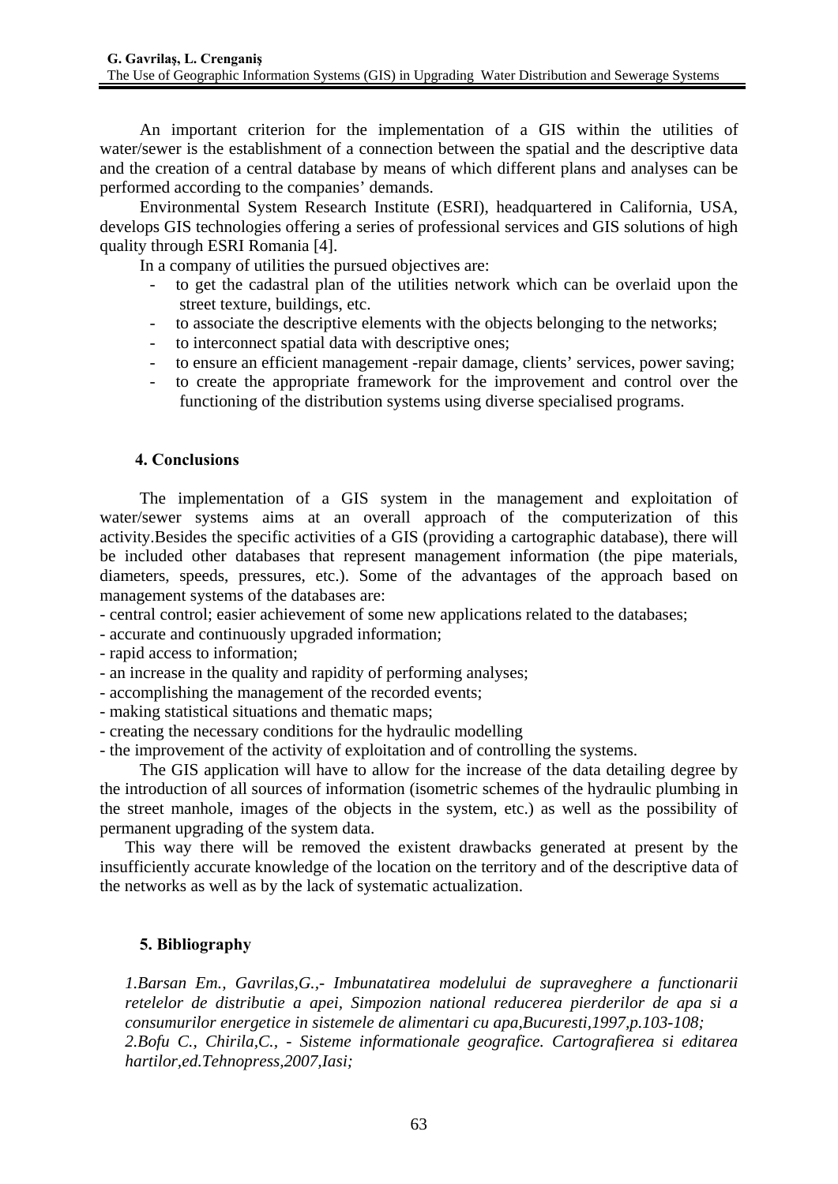An important criterion for the implementation of a GIS within the utilities of water/sewer is the establishment of a connection between the spatial and the descriptive data and the creation of a central database by means of which different plans and analyses can be performed according to the companies' demands.

Environmental System Research Institute (ESRI), headquartered in California, USA, develops GIS technologies offering a series of professional services and GIS solutions of high quality through ESRI Romania [4].

In a company of utilities the pursued objectives are:

- to get the cadastral plan of the utilities network which can be overlaid upon the street texture, buildings, etc.
- to associate the descriptive elements with the objects belonging to the networks;
- to interconnect spatial data with descriptive ones;
- to ensure an efficient management -repair damage, clients' services, power saving;
- to create the appropriate framework for the improvement and control over the functioning of the distribution systems using diverse specialised programs.

## 4. Conclusions

The implementation of a GIS system in the management and exploitation of water/sewer systems aims at an overall approach of the computerization of this activity.Besides the specific activities of a GIS (providing a cartographic database), there will be included other databases that represent management information (the pipe materials, diameters, speeds, pressures, etc.). Some of the advantages of the approach based on management systems of the databases are:

- central control; easier achievement of some new applications related to the databases;
- accurate and continuously upgraded information;
- rapid access to information;
- an increase in the quality and rapidity of performing analyses;
- accomplishing the management of the recorded events;
- making statistical situations and thematic maps;
- creating the necessary conditions for the hydraulic modelling
- the improvement of the activity of exploitation and of controlling the systems.

The GIS application will have to allow for the increase of the data detailing degree by the introduction of all sources of information (isometric schemes of the hydraulic plumbing in the street manhole, images of the objects in the system, etc.) as well as the possibility of permanent upgrading of the system data.

This way there will be removed the existent drawbacks generated at present by the insufficiently accurate knowledge of the location on the territory and of the descriptive data of the networks as well as by the lack of systematic actualization.

## 5. Bibliography

*1.Barsan Em., Gavrilas,G.,- Imbunatatirea modelului de supraveghere a functionarii retelelor de distributie a apei, Simpozion national reducerea pierderilor de apa si a consumurilor energetice in sistemele de alimentari cu apa,Bucuresti,1997,p.103-108;*

*2.Bofu C., Chirila,C., - Sisteme informationale geografice. Cartografierea si editarea hartilor,ed.Tehnopress,2007,Iasi;*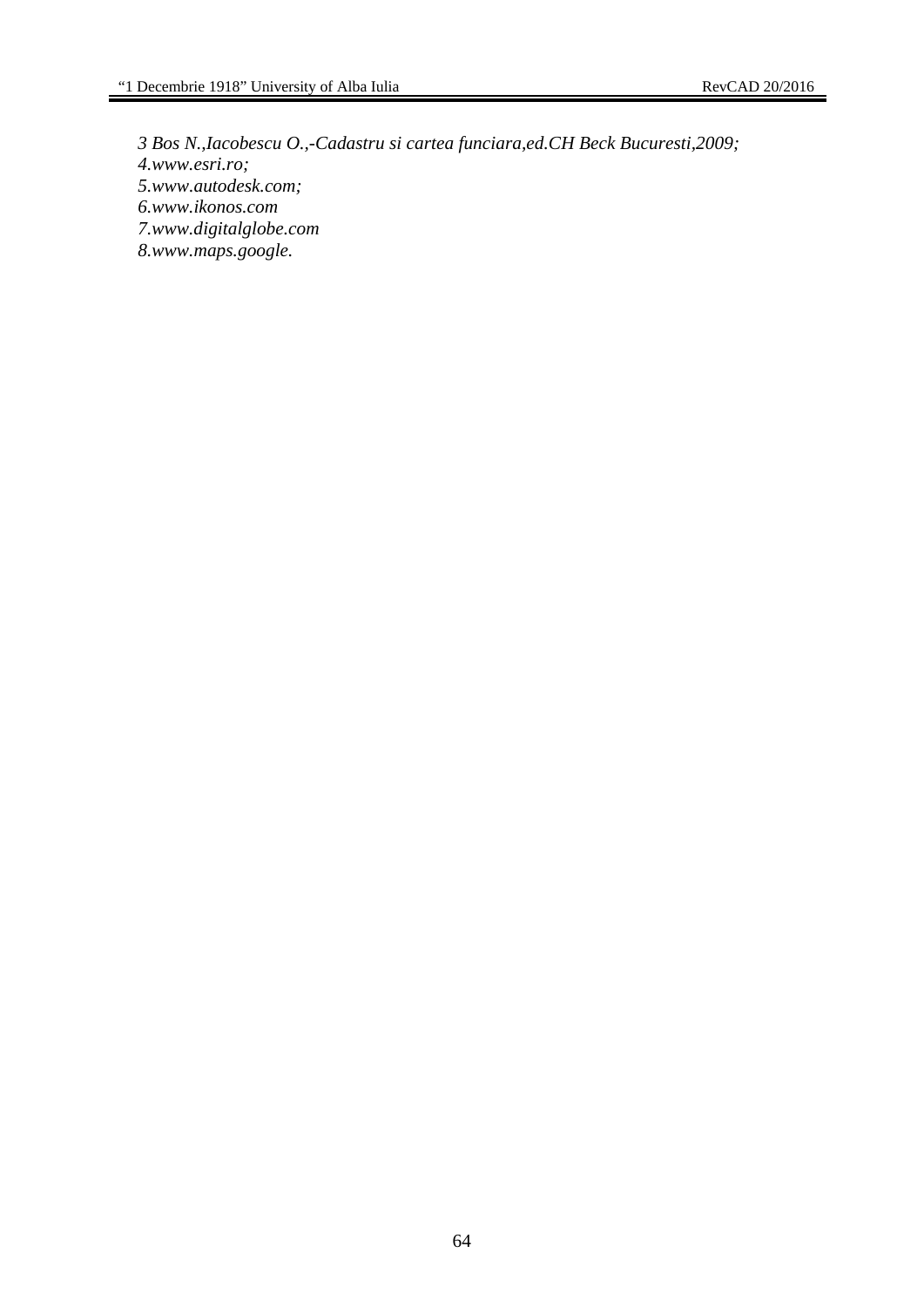*3 Bos N.,Iacobescu O.,-Cadastru si cartea funciara,ed.CH Beck Bucuresti,2009;*
*4.www.esri.ro;*
*5.www.autodesk.com;*
*6.www.ikonos.com*
*7.www.digitalglobe.com*
*8.www.maps.google.*